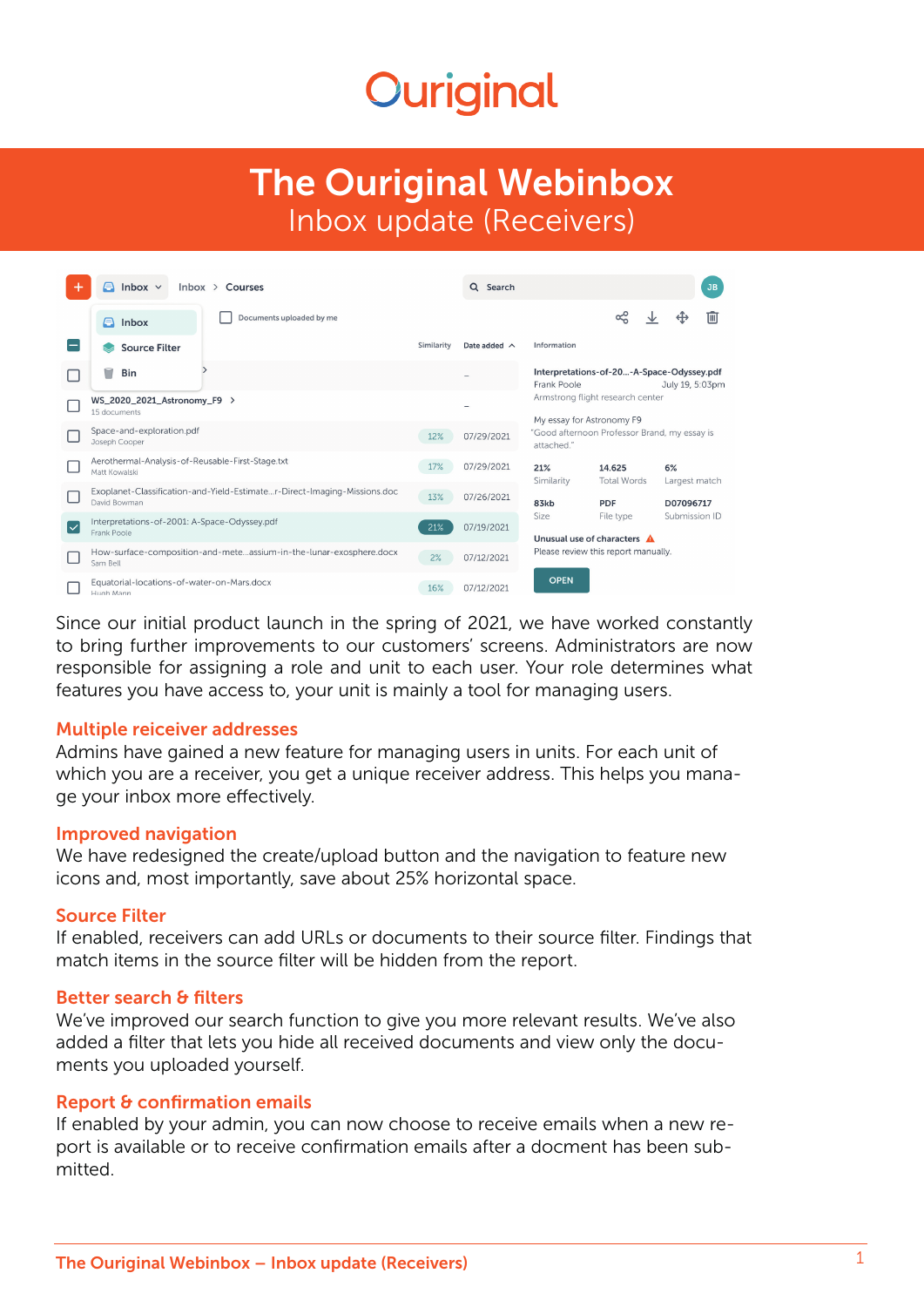# Ouriginal

# The Ouriginal Webinbox

## Inbox update (Receivers)

Since our initial product launch in the spring of 2021, we have worked constantly to bring further improvements to our customers' screens. Administrators are now responsible for assigning a role and unit to each user. Your role determines what features you have access to, your unit is mainly a tool for managing users.

### Multiple reiceiver addresses

Admins have gained a new feature for managing users in units. For each unit of which you are a receiver, you get a unique receiver address. This helps you manage your inbox more effectively.

### Improved navigation

We have redesigned the create/upload button and the navigation to feature new icons and, most importantly, save about 25% horizontal space.

### Source Filter

If enabled, receivers can add URLs or documents to their source filter. Findings that match items in the source filter will be hidden from the report.

### Better search & filters

We've improved our search function to give you more relevant results. We've also added a filter that lets you hide all received documents and view only the documents you uploaded yourself.

### Report & confirmation emails

If enabled by your admin, you can now choose to receive emails when a new report is available or to receive confirmation emails after a docment has been submitted.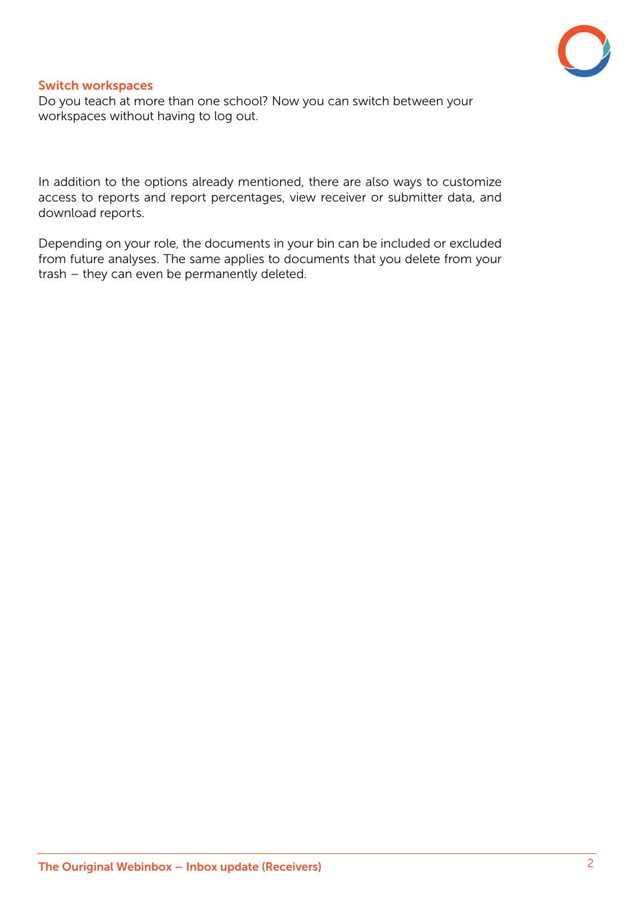### Switch workspaces

Do you teach at more than one school? Now you can switch between your workspaces without having to log out.

In addition to the options already mentioned, there are also ways to customize access to reports and report percentages, view receiver or submitter data, and download reports.

Depending on your role, the documents in your bin can be included or excluded from future analyses. The same applies to documents that you delete from your trash – they can even be permanently deleted.